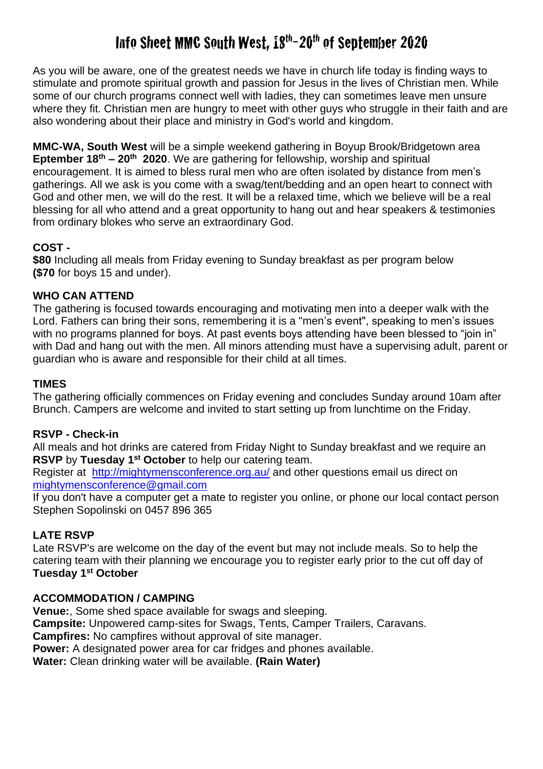# Info Sheet MMC South West, 18th-20th of September 2020

As you will be aware, one of the greatest needs we have in church life today is finding ways to stimulate and promote spiritual growth and passion for Jesus in the lives of Christian men. While some of our church programs connect well with ladies, they can sometimes leave men unsure where they fit. Christian men are hungry to meet with other guys who struggle in their faith and are also wondering about their place and ministry in God's world and kingdom.

**MMC-WA, South West** will be a simple weekend gathering in Boyup Brook/Bridgetown area **Eptember 18th – 20th 2020**. We are gathering for fellowship, worship and spiritual encouragement. It is aimed to bless rural men who are often isolated by distance from men's gatherings. All we ask is you come with a swag/tent/bedding and an open heart to connect with God and other men, we will do the rest. It will be a relaxed time, which we believe will be a real blessing for all who attend and a great opportunity to hang out and hear speakers & testimonies from ordinary blokes who serve an extraordinary God.

### COST -

**$80** Including all meals from Friday evening to Sunday breakfast as per program below **($70** for boys 15 and under).

### WHO CAN ATTEND

The gathering is focused towards encouraging and motivating men into a deeper walk with the Lord. Fathers can bring their sons, remembering it is a "men's event", speaking to men's issues with no programs planned for boys. At past events boys attending have been blessed to "join in" with Dad and hang out with the men. All minors attending must have a supervising adult, parent or guardian who is aware and responsible for their child at all times.

### TIMES

The gathering officially commences on Friday evening and concludes Sunday around 10am after Brunch. Campers are welcome and invited to start setting up from lunchtime on the Friday.

### RSVP - Check-in

All meals and hot drinks are catered from Friday Night to Sunday breakfast and we require an **RSVP** by **Tuesday 1st October** to help our catering team.

Register at http://mightymensconference.org.au/ and other questions email us direct on mightymensconference@gmail.com

If you don't have a computer get a mate to register you online, or phone our local contact person Stephen Sopolinski on 0457 896 365

### LATE RSVP

Late RSVP's are welcome on the day of the event but may not include meals. So to help the catering team with their planning we encourage you to register early prior to the cut off day of **Tuesday 1st October**

### ACCOMMODATION / CAMPING

**Venue:**, Some shed space available for swags and sleeping.
**Campsite:** Unpowered camp-sites for Swags, Tents, Camper Trailers, Caravans.
**Campfires:** No campfires without approval of site manager.
**Power:** A designated power area for car fridges and phones available.
**Water:** Clean drinking water will be available. **(Rain Water)**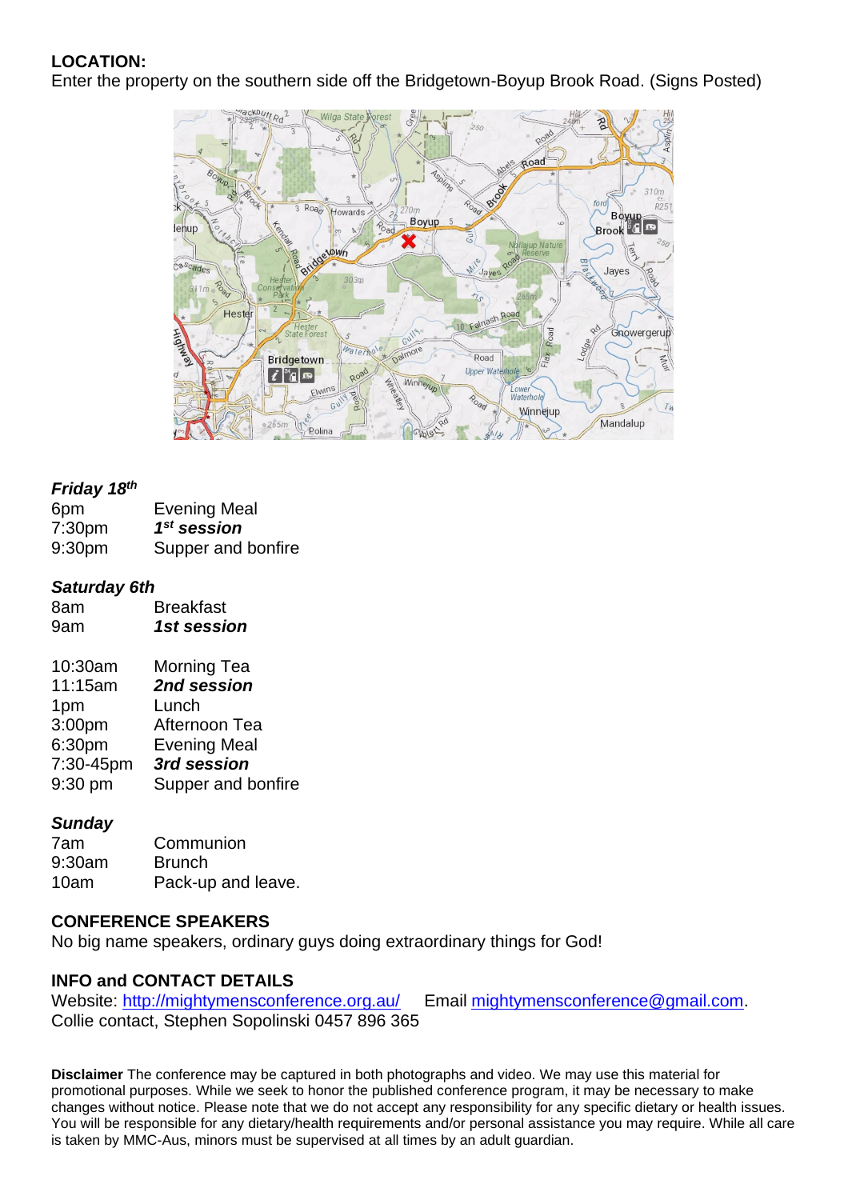**LOCATION:**
Enter the property on the southern side off the Bridgetown-Boyup Brook Road. (Signs Posted)

***Friday 18th***

| | |
|---|---|
| 6pm | Evening Meal |
| 7:30pm | ***1st session*** |
| 9:30pm | Supper and bonfire |

***Saturday 6th***

| | |
|---|---|
| 8am | Breakfast |
| 9am | ***1st session*** |
| 10:30am | Morning Tea |
| 11:15am | ***2nd session*** |
| 1pm | Lunch |
| 3:00pm | Afternoon Tea |
| 6:30pm | Evening Meal |
| 7:30-45pm | ***3rd session*** |
| 9:30 pm | Supper and bonfire |

***Sunday***

| | |
|---|---|
| 7am | Communion |
| 9:30am | Brunch |
| 10am | Pack-up and leave. |

**CONFERENCE SPEAKERS**
No big name speakers, ordinary guys doing extraordinary things for God!

**INFO and CONTACT DETAILS**
Website: http://mightymensconference.org.au/ Email mightymensconference@gmail.com.
Collie contact, Stephen Sopolinski 0457 896 365

**Disclaimer** The conference may be captured in both photographs and video. We may use this material for promotional purposes. While we seek to honor the published conference program, it may be necessary to make changes without notice. Please note that we do not accept any responsibility for any specific dietary or health issues. You will be responsible for any dietary/health requirements and/or personal assistance you may require. While all care is taken by MMC-Aus, minors must be supervised at all times by an adult guardian.